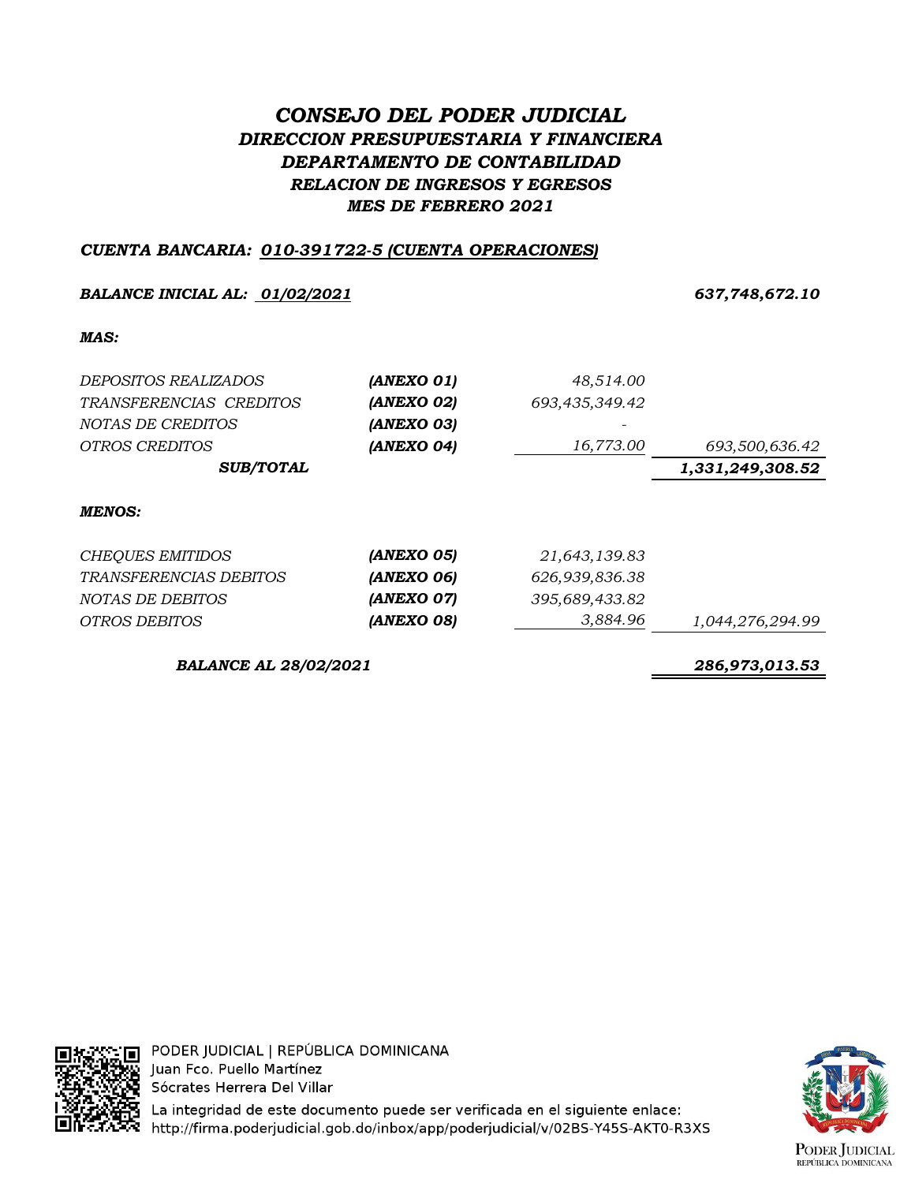# *CONSEJO DEL PODER JUDICIAL*
## *DIRECCION PRESUPUESTARIA Y FINANCIERA*
## *DEPARTAMENTO DE CONTABILIDAD*
### *RELACION DE INGRESOS Y EGRESOS*
### *MES DE FEBRERO 2021*

***CUENTA BANCARIA: 010-391722-5 (CUENTA OPERACIONES)***

| | | | |
|---|---|---|---|
| ***BALANCE INICIAL AL: 01/02/2021*** | | | ***637,748,672.10*** |
| ***MAS:*** | | | |
| *DEPOSITOS REALIZADOS* | ***(ANEXO 01)*** | *48,514.00* | |
| *TRANSFERENCIAS CREDITOS* | ***(ANEXO 02)*** | *693,435,349.42* | |
| *NOTAS DE CREDITOS* | ***(ANEXO 03)*** | - | |
| *OTROS CREDITOS* | ***(ANEXO 04)*** | *16,773.00* | *693,500,636.42* |
| ***SUB/TOTAL*** | | | ***1,331,249,308.52*** |
| ***MENOS:*** | | | |
| *CHEQUES EMITIDOS* | ***(ANEXO 05)*** | *21,643,139.83* | |
| *TRANSFERENCIAS DEBITOS* | ***(ANEXO 06)*** | *626,939,836.38* | |
| *NOTAS DE DEBITOS* | ***(ANEXO 07)*** | *395,689,433.82* | |
| *OTROS DEBITOS* | ***(ANEXO 08)*** | *3,884.96* | *1,044,276,294.99* |
| ***BALANCE AL 28/02/2021*** | | | ***286,973,013.53*** |

PODER JUDICIAL | REPÚBLICA DOMINICANA
Juan Fco. Puello Martínez
Sócrates Herrera Del Villar
La integridad de este documento puede ser verificada en el siguiente enlace:
http://firma.poderjudicial.gob.do/inbox/app/poderjudicial/v/02BS-Y45S-AKT0-R3XS

PODER JUDICIAL
REPÚBLICA DOMINICANA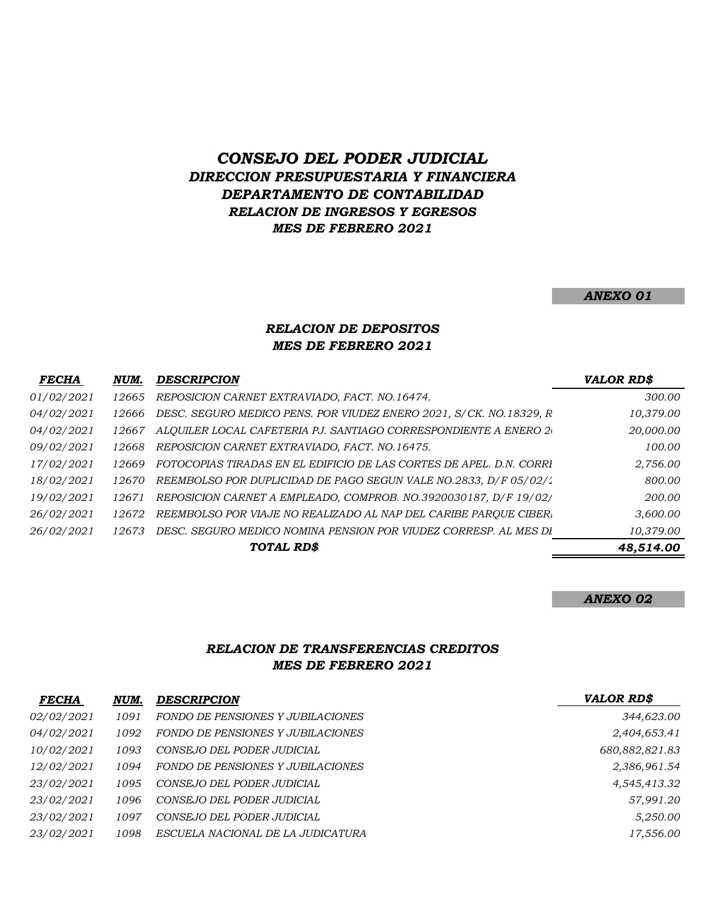# *CONSEJO DEL PODER JUDICIAL*

## *DIRECCION PRESUPUESTARIA Y FINANCIERA*

## *DEPARTAMENTO DE CONTABILIDAD*

### *RELACION DE INGRESOS Y EGRESOS*

### *MES DE FEBRERO 2021*

***ANEXO 01***

### *RELACION DE DEPOSITOS*
### *MES DE FEBRERO 2021*

| *FECHA* | *NUM.* | *DESCRIPCION* | *VALOR RD$* |
|---|---|---|---|
| *01/02/2021* | *12665* | *REPOSICION CARNET EXTRAVIADO, FACT. NO.16474.* | *300.00* |
| *04/02/2021* | *12666* | *DESC. SEGURO MEDICO PENS. POR VIUDEZ ENERO 2021, S/CK. NO.18329, R* | *10,379.00* |
| *04/02/2021* | *12667* | *ALQUILER LOCAL CAFETERIA PJ. SANTIAGO CORRESPONDIENTE A ENERO 2* | *20,000.00* |
| *09/02/2021* | *12668* | *REPOSICION CARNET EXTRAVIADO, FACT. NO.16475.* | *100.00* |
| *17/02/2021* | *12669* | *FOTOCOPIAS TIRADAS EN EL EDIFICIO DE LAS CORTES DE APEL. D.N. CORRI* | *2,756.00* |
| *18/02/2021* | *12670* | *REEMBOLSO POR DUPLICIDAD DE PAGO SEGUN VALE NO.2833, D/F 05/02/2* | *800.00* |
| *19/02/2021* | *12671* | *REPOSICION CARNET A EMPLEADO, COMPROB. NO.3920030187, D/F 19/02/* | *200.00* |
| *26/02/2021* | *12672* | *REEMBOLSO POR VIAJE NO REALIZADO AL NAP DEL CARIBE PARQUE CIBERI* | *3,600.00* |
| *26/02/2021* | *12673* | *DESC. SEGURO MEDICO NOMINA PENSION POR VIUDEZ CORRESP. AL MES DI* | *10,379.00* |
| | | ***TOTAL RD$*** | ***48,514.00*** |

***ANEXO 02***

### *RELACION DE TRANSFERENCIAS CREDITOS*
### *MES DE FEBRERO 2021*

| *FECHA* | *NUM.* | *DESCRIPCION* | *VALOR RD$* |
|---|---|---|---|
| *02/02/2021* | *1091* | *FONDO DE PENSIONES Y JUBILACIONES* | *344,623.00* |
| *04/02/2021* | *1092* | *FONDO DE PENSIONES Y JUBILACIONES* | *2,404,653.41* |
| *10/02/2021* | *1093* | *CONSEJO DEL PODER JUDICIAL* | *680,882,821.83* |
| *12/02/2021* | *1094* | *FONDO DE PENSIONES Y JUBILACIONES* | *2,386,961.54* |
| *23/02/2021* | *1095* | *CONSEJO DEL PODER JUDICIAL* | *4,545,413.32* |
| *23/02/2021* | *1096* | *CONSEJO DEL PODER JUDICIAL* | *57,991.20* |
| *23/02/2021* | *1097* | *CONSEJO DEL PODER JUDICIAL* | *5,250.00* |
| *23/02/2021* | *1098* | *ESCUELA NACIONAL DE LA JUDICATURA* | *17,556.00* |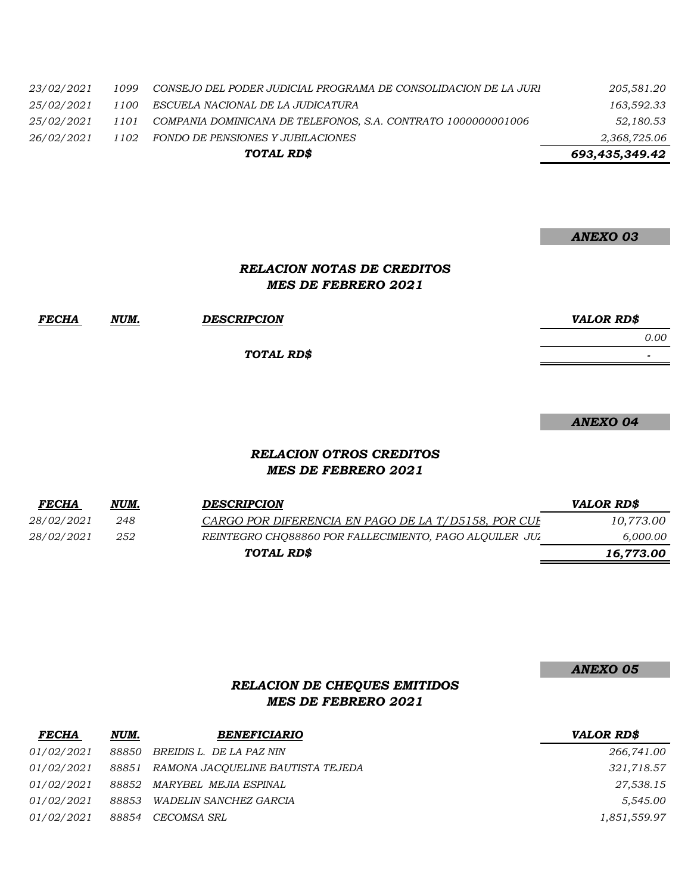| | | | |
|---|---|---|---|
| 23/02/2021 | 1099 | CONSEJO DEL PODER JUDICIAL PROGRAMA DE CONSOLIDACION DE LA JURI | 205,581.20 |
| 25/02/2021 | 1100 | ESCUELA NACIONAL DE LA JUDICATURA | 163,592.33 |
| 25/02/2021 | 1101 | COMPANIA DOMINICANA DE TELEFONOS, S.A. CONTRATO 1000000001006 | 52,180.53 |
| 26/02/2021 | 1102 | FONDO DE PENSIONES Y JUBILACIONES | 2,368,725.06 |
| | | ***TOTAL RD$*** | ***693,435,349.42*** |

***ANEXO 03***

### *RELACION NOTAS DE CREDITOS*
### *MES DE FEBRERO 2021*

| *FECHA* | *NUM.* | *DESCRIPCION* | *VALOR RD$* |
|---|---|---|---|
| | | | 0.00 |
| | | ***TOTAL RD$*** | - |

***ANEXO 04***

### *RELACION OTROS CREDITOS*
### *MES DE FEBRERO 2021*

| *FECHA* | *NUM.* | *DESCRIPCION* | *VALOR RD$* |
|---|---|---|---|
| 28/02/2021 | 248 | CARGO POR DIFERENCIA EN PAGO DE LA T/D5158, POR CUE | 10,773.00 |
| 28/02/2021 | 252 | REINTEGRO CHQ88860 POR FALLECIMIENTO, PAGO ALQUILER JUZ | 6,000.00 |
| | | ***TOTAL RD$*** | ***16,773.00*** |

***ANEXO 05***

### *RELACION DE CHEQUES EMITIDOS*
### *MES DE FEBRERO 2021*

| *FECHA* | *NUM.* | *BENEFICIARIO* | *VALOR RD$* |
|---|---|---|---|
| 01/02/2021 | 88850 | BREIDIS L. DE LA PAZ NIN | 266,741.00 |
| 01/02/2021 | 88851 | RAMONA JACQUELINE BAUTISTA TEJEDA | 321,718.57 |
| 01/02/2021 | 88852 | MARYBEL MEJIA ESPINAL | 27,538.15 |
| 01/02/2021 | 88853 | WADELIN SANCHEZ GARCIA | 5,545.00 |
| 01/02/2021 | 88854 | CECOMSA SRL | 1,851,559.97 |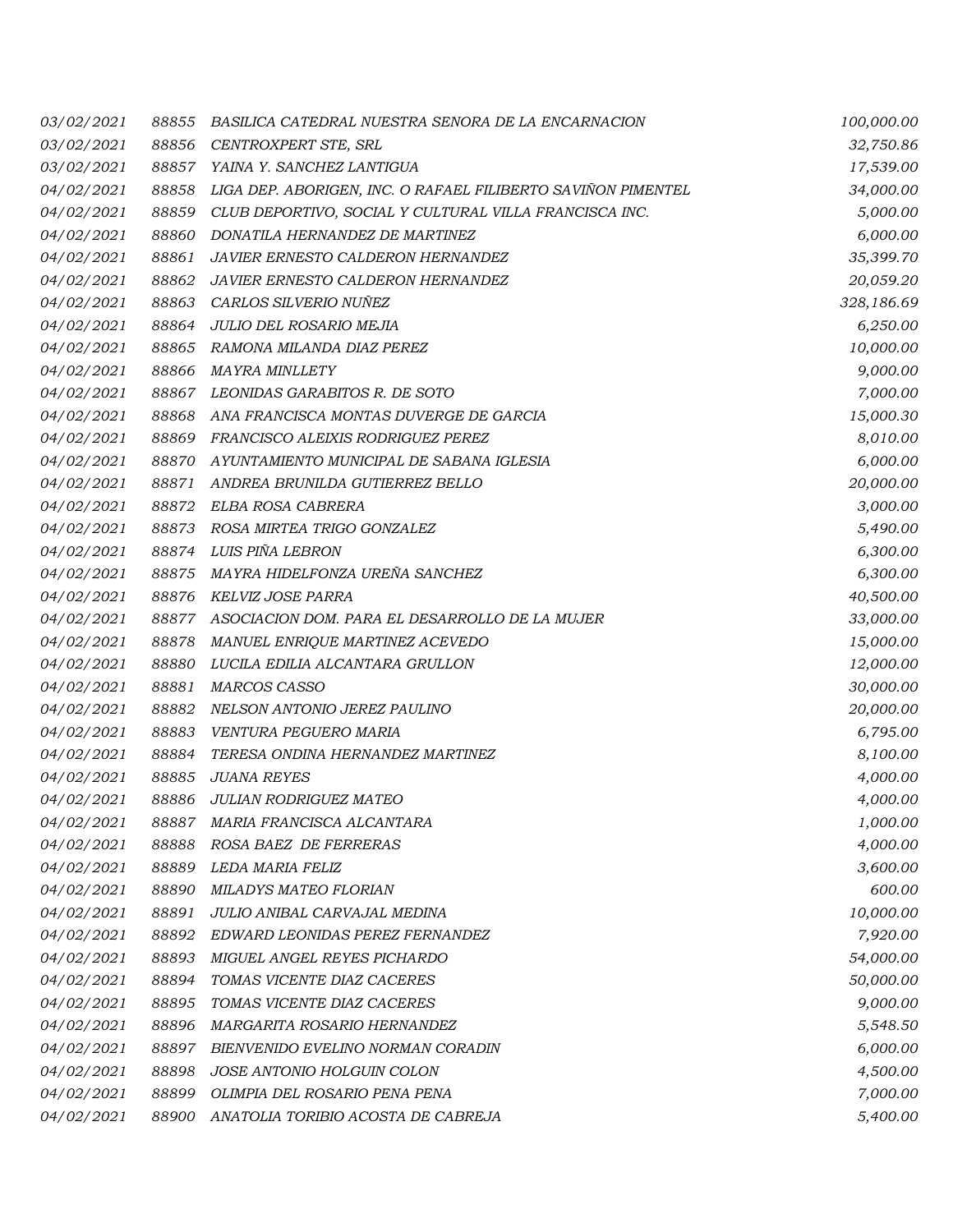| | | | |
|---|---|---|---|
| 03/02/2021 | 88855 | BASILICA CATEDRAL NUESTRA SENORA DE LA ENCARNACION | 100,000.00 |
| 03/02/2021 | 88856 | CENTROXPERT STE, SRL | 32,750.86 |
| 03/02/2021 | 88857 | YAINA Y. SANCHEZ LANTIGUA | 17,539.00 |
| 04/02/2021 | 88858 | LIGA DEP. ABORIGEN, INC. O RAFAEL FILIBERTO SAVIÑON PIMENTEL | 34,000.00 |
| 04/02/2021 | 88859 | CLUB DEPORTIVO, SOCIAL Y CULTURAL VILLA FRANCISCA INC. | 5,000.00 |
| 04/02/2021 | 88860 | DONATILA HERNANDEZ DE MARTINEZ | 6,000.00 |
| 04/02/2021 | 88861 | JAVIER ERNESTO CALDERON HERNANDEZ | 35,399.70 |
| 04/02/2021 | 88862 | JAVIER ERNESTO CALDERON HERNANDEZ | 20,059.20 |
| 04/02/2021 | 88863 | CARLOS SILVERIO NUÑEZ | 328,186.69 |
| 04/02/2021 | 88864 | JULIO DEL ROSARIO MEJIA | 6,250.00 |
| 04/02/2021 | 88865 | RAMONA MILANDA DIAZ PEREZ | 10,000.00 |
| 04/02/2021 | 88866 | MAYRA MINLLETY | 9,000.00 |
| 04/02/2021 | 88867 | LEONIDAS GARABITOS R. DE SOTO | 7,000.00 |
| 04/02/2021 | 88868 | ANA FRANCISCA MONTAS DUVERGE DE GARCIA | 15,000.30 |
| 04/02/2021 | 88869 | FRANCISCO ALEIXIS RODRIGUEZ PEREZ | 8,010.00 |
| 04/02/2021 | 88870 | AYUNTAMIENTO MUNICIPAL DE SABANA IGLESIA | 6,000.00 |
| 04/02/2021 | 88871 | ANDREA BRUNILDA GUTIERREZ BELLO | 20,000.00 |
| 04/02/2021 | 88872 | ELBA ROSA CABRERA | 3,000.00 |
| 04/02/2021 | 88873 | ROSA MIRTEA TRIGO GONZALEZ | 5,490.00 |
| 04/02/2021 | 88874 | LUIS PIÑA LEBRON | 6,300.00 |
| 04/02/2021 | 88875 | MAYRA HIDELFONZA UREÑA SANCHEZ | 6,300.00 |
| 04/02/2021 | 88876 | KELVIZ JOSE PARRA | 40,500.00 |
| 04/02/2021 | 88877 | ASOCIACION DOM. PARA EL DESARROLLO DE LA MUJER | 33,000.00 |
| 04/02/2021 | 88878 | MANUEL ENRIQUE MARTINEZ ACEVEDO | 15,000.00 |
| 04/02/2021 | 88880 | LUCILA EDILIA ALCANTARA GRULLON | 12,000.00 |
| 04/02/2021 | 88881 | MARCOS CASSO | 30,000.00 |
| 04/02/2021 | 88882 | NELSON ANTONIO JEREZ PAULINO | 20,000.00 |
| 04/02/2021 | 88883 | VENTURA PEGUERO MARIA | 6,795.00 |
| 04/02/2021 | 88884 | TERESA ONDINA HERNANDEZ MARTINEZ | 8,100.00 |
| 04/02/2021 | 88885 | JUANA REYES | 4,000.00 |
| 04/02/2021 | 88886 | JULIAN RODRIGUEZ MATEO | 4,000.00 |
| 04/02/2021 | 88887 | MARIA FRANCISCA ALCANTARA | 1,000.00 |
| 04/02/2021 | 88888 | ROSA BAEZ DE FERRERAS | 4,000.00 |
| 04/02/2021 | 88889 | LEDA MARIA FELIZ | 3,600.00 |
| 04/02/2021 | 88890 | MILADYS MATEO FLORIAN | 600.00 |
| 04/02/2021 | 88891 | JULIO ANIBAL CARVAJAL MEDINA | 10,000.00 |
| 04/02/2021 | 88892 | EDWARD LEONIDAS PEREZ FERNANDEZ | 7,920.00 |
| 04/02/2021 | 88893 | MIGUEL ANGEL REYES PICHARDO | 54,000.00 |
| 04/02/2021 | 88894 | TOMAS VICENTE DIAZ CACERES | 50,000.00 |
| 04/02/2021 | 88895 | TOMAS VICENTE DIAZ CACERES | 9,000.00 |
| 04/02/2021 | 88896 | MARGARITA ROSARIO HERNANDEZ | 5,548.50 |
| 04/02/2021 | 88897 | BIENVENIDO EVELINO NORMAN CORADIN | 6,000.00 |
| 04/02/2021 | 88898 | JOSE ANTONIO HOLGUIN COLON | 4,500.00 |
| 04/02/2021 | 88899 | OLIMPIA DEL ROSARIO PENA PENA | 7,000.00 |
| 04/02/2021 | 88900 | ANATOLIA TORIBIO ACOSTA DE CABREJA | 5,400.00 |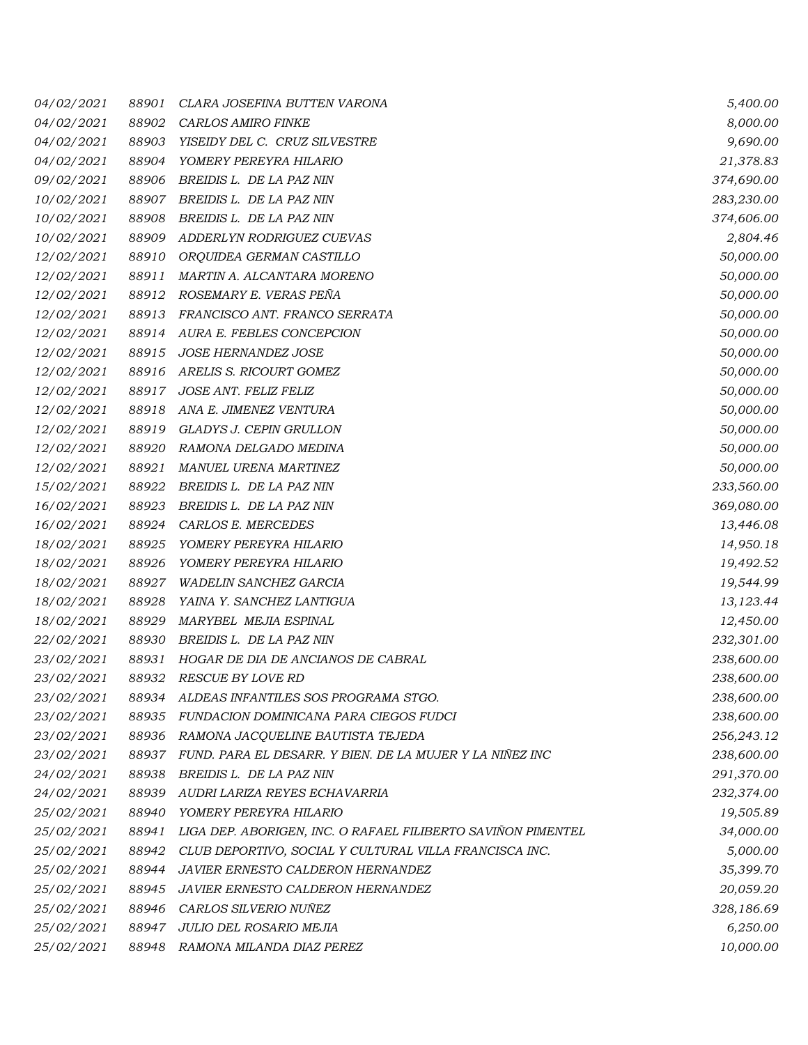| | | | |
|---|---|---|---|
| 04/02/2021 | 88901 | CLARA JOSEFINA BUTTEN VARONA | 5,400.00 |
| 04/02/2021 | 88902 | CARLOS AMIRO FINKE | 8,000.00 |
| 04/02/2021 | 88903 | YISEIDY DEL C. CRUZ SILVESTRE | 9,690.00 |
| 04/02/2021 | 88904 | YOMERY PEREYRA HILARIO | 21,378.83 |
| 09/02/2021 | 88906 | BREIDIS L. DE LA PAZ NIN | 374,690.00 |
| 10/02/2021 | 88907 | BREIDIS L. DE LA PAZ NIN | 283,230.00 |
| 10/02/2021 | 88908 | BREIDIS L. DE LA PAZ NIN | 374,606.00 |
| 10/02/2021 | 88909 | ADDERLYN RODRIGUEZ CUEVAS | 2,804.46 |
| 12/02/2021 | 88910 | ORQUIDEA GERMAN CASTILLO | 50,000.00 |
| 12/02/2021 | 88911 | MARTIN A. ALCANTARA MORENO | 50,000.00 |
| 12/02/2021 | 88912 | ROSEMARY E. VERAS PEÑA | 50,000.00 |
| 12/02/2021 | 88913 | FRANCISCO ANT. FRANCO SERRATA | 50,000.00 |
| 12/02/2021 | 88914 | AURA E. FEBLES CONCEPCION | 50,000.00 |
| 12/02/2021 | 88915 | JOSE HERNANDEZ JOSE | 50,000.00 |
| 12/02/2021 | 88916 | ARELIS S. RICOURT GOMEZ | 50,000.00 |
| 12/02/2021 | 88917 | JOSE ANT. FELIZ FELIZ | 50,000.00 |
| 12/02/2021 | 88918 | ANA E. JIMENEZ VENTURA | 50,000.00 |
| 12/02/2021 | 88919 | GLADYS J. CEPIN GRULLON | 50,000.00 |
| 12/02/2021 | 88920 | RAMONA DELGADO MEDINA | 50,000.00 |
| 12/02/2021 | 88921 | MANUEL URENA MARTINEZ | 50,000.00 |
| 15/02/2021 | 88922 | BREIDIS L. DE LA PAZ NIN | 233,560.00 |
| 16/02/2021 | 88923 | BREIDIS L. DE LA PAZ NIN | 369,080.00 |
| 16/02/2021 | 88924 | CARLOS E. MERCEDES | 13,446.08 |
| 18/02/2021 | 88925 | YOMERY PEREYRA HILARIO | 14,950.18 |
| 18/02/2021 | 88926 | YOMERY PEREYRA HILARIO | 19,492.52 |
| 18/02/2021 | 88927 | WADELIN SANCHEZ GARCIA | 19,544.99 |
| 18/02/2021 | 88928 | YAINA Y. SANCHEZ LANTIGUA | 13,123.44 |
| 18/02/2021 | 88929 | MARYBEL MEJIA ESPINAL | 12,450.00 |
| 22/02/2021 | 88930 | BREIDIS L. DE LA PAZ NIN | 232,301.00 |
| 23/02/2021 | 88931 | HOGAR DE DIA DE ANCIANOS DE CABRAL | 238,600.00 |
| 23/02/2021 | 88932 | RESCUE BY LOVE RD | 238,600.00 |
| 23/02/2021 | 88934 | ALDEAS INFANTILES SOS PROGRAMA STGO. | 238,600.00 |
| 23/02/2021 | 88935 | FUNDACION DOMINICANA PARA CIEGOS FUDCI | 238,600.00 |
| 23/02/2021 | 88936 | RAMONA JACQUELINE BAUTISTA TEJEDA | 256,243.12 |
| 23/02/2021 | 88937 | FUND. PARA EL DESARR. Y BIEN. DE LA MUJER Y LA NIÑEZ INC | 238,600.00 |
| 24/02/2021 | 88938 | BREIDIS L. DE LA PAZ NIN | 291,370.00 |
| 24/02/2021 | 88939 | AUDRI LARIZA REYES ECHAVARRIA | 232,374.00 |
| 25/02/2021 | 88940 | YOMERY PEREYRA HILARIO | 19,505.89 |
| 25/02/2021 | 88941 | LIGA DEP. ABORIGEN, INC. O RAFAEL FILIBERTO SAVIÑON PIMENTEL | 34,000.00 |
| 25/02/2021 | 88942 | CLUB DEPORTIVO, SOCIAL Y CULTURAL VILLA FRANCISCA INC. | 5,000.00 |
| 25/02/2021 | 88944 | JAVIER ERNESTO CALDERON HERNANDEZ | 35,399.70 |
| 25/02/2021 | 88945 | JAVIER ERNESTO CALDERON HERNANDEZ | 20,059.20 |
| 25/02/2021 | 88946 | CARLOS SILVERIO NUÑEZ | 328,186.69 |
| 25/02/2021 | 88947 | JULIO DEL ROSARIO MEJIA | 6,250.00 |
| 25/02/2021 | 88948 | RAMONA MILANDA DIAZ PEREZ | 10,000.00 |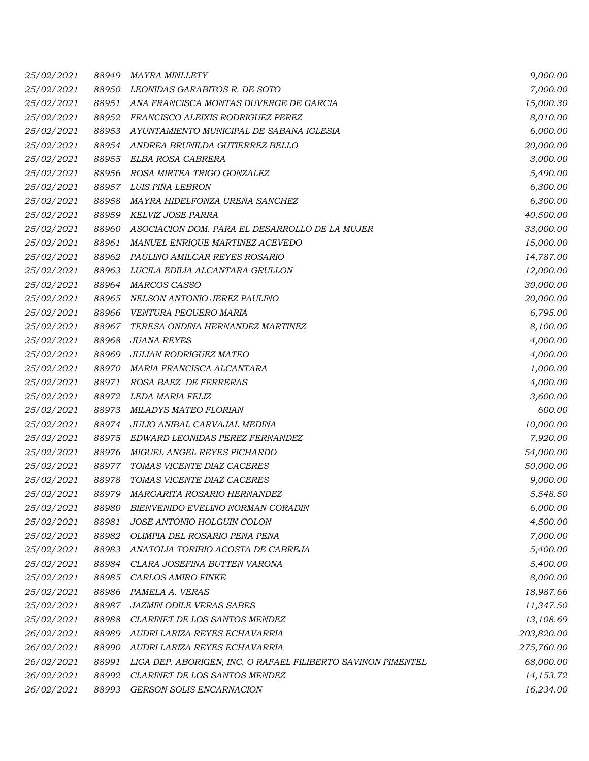| | | | |
|---|---|---|---|
| 25/02/2021 | 88949 | MAYRA MINLLETY | 9,000.00 |
| 25/02/2021 | 88950 | LEONIDAS GARABITOS R. DE SOTO | 7,000.00 |
| 25/02/2021 | 88951 | ANA FRANCISCA MONTAS DUVERGE DE GARCIA | 15,000.30 |
| 25/02/2021 | 88952 | FRANCISCO ALEIXIS RODRIGUEZ PEREZ | 8,010.00 |
| 25/02/2021 | 88953 | AYUNTAMIENTO MUNICIPAL DE SABANA IGLESIA | 6,000.00 |
| 25/02/2021 | 88954 | ANDREA BRUNILDA GUTIERREZ BELLO | 20,000.00 |
| 25/02/2021 | 88955 | ELBA ROSA CABRERA | 3,000.00 |
| 25/02/2021 | 88956 | ROSA MIRTEA TRIGO GONZALEZ | 5,490.00 |
| 25/02/2021 | 88957 | LUIS PIÑA LEBRON | 6,300.00 |
| 25/02/2021 | 88958 | MAYRA HIDELFONZA UREÑA SANCHEZ | 6,300.00 |
| 25/02/2021 | 88959 | KELVIZ JOSE PARRA | 40,500.00 |
| 25/02/2021 | 88960 | ASOCIACION DOM. PARA EL DESARROLLO DE LA MUJER | 33,000.00 |
| 25/02/2021 | 88961 | MANUEL ENRIQUE MARTINEZ ACEVEDO | 15,000.00 |
| 25/02/2021 | 88962 | PAULINO AMILCAR REYES ROSARIO | 14,787.00 |
| 25/02/2021 | 88963 | LUCILA EDILIA ALCANTARA GRULLON | 12,000.00 |
| 25/02/2021 | 88964 | MARCOS CASSO | 30,000.00 |
| 25/02/2021 | 88965 | NELSON ANTONIO JEREZ PAULINO | 20,000.00 |
| 25/02/2021 | 88966 | VENTURA PEGUERO MARIA | 6,795.00 |
| 25/02/2021 | 88967 | TERESA ONDINA HERNANDEZ MARTINEZ | 8,100.00 |
| 25/02/2021 | 88968 | JUANA REYES | 4,000.00 |
| 25/02/2021 | 88969 | JULIAN RODRIGUEZ MATEO | 4,000.00 |
| 25/02/2021 | 88970 | MARIA FRANCISCA ALCANTARA | 1,000.00 |
| 25/02/2021 | 88971 | ROSA BAEZ DE FERRERAS | 4,000.00 |
| 25/02/2021 | 88972 | LEDA MARIA FELIZ | 3,600.00 |
| 25/02/2021 | 88973 | MILADYS MATEO FLORIAN | 600.00 |
| 25/02/2021 | 88974 | JULIO ANIBAL CARVAJAL MEDINA | 10,000.00 |
| 25/02/2021 | 88975 | EDWARD LEONIDAS PEREZ FERNANDEZ | 7,920.00 |
| 25/02/2021 | 88976 | MIGUEL ANGEL REYES PICHARDO | 54,000.00 |
| 25/02/2021 | 88977 | TOMAS VICENTE DIAZ CACERES | 50,000.00 |
| 25/02/2021 | 88978 | TOMAS VICENTE DIAZ CACERES | 9,000.00 |
| 25/02/2021 | 88979 | MARGARITA ROSARIO HERNANDEZ | 5,548.50 |
| 25/02/2021 | 88980 | BIENVENIDO EVELINO NORMAN CORADIN | 6,000.00 |
| 25/02/2021 | 88981 | JOSE ANTONIO HOLGUIN COLON | 4,500.00 |
| 25/02/2021 | 88982 | OLIMPIA DEL ROSARIO PENA PENA | 7,000.00 |
| 25/02/2021 | 88983 | ANATOLIA TORIBIO ACOSTA DE CABREJA | 5,400.00 |
| 25/02/2021 | 88984 | CLARA JOSEFINA BUTTEN VARONA | 5,400.00 |
| 25/02/2021 | 88985 | CARLOS AMIRO FINKE | 8,000.00 |
| 25/02/2021 | 88986 | PAMELA A. VERAS | 18,987.66 |
| 25/02/2021 | 88987 | JAZMIN ODILE VERAS SABES | 11,347.50 |
| 25/02/2021 | 88988 | CLARINET DE LOS SANTOS MENDEZ | 13,108.69 |
| 26/02/2021 | 88989 | AUDRI LARIZA REYES ECHAVARRIA | 203,820.00 |
| 26/02/2021 | 88990 | AUDRI LARIZA REYES ECHAVARRIA | 275,760.00 |
| 26/02/2021 | 88991 | LIGA DEP. ABORIGEN, INC. O RAFAEL FILIBERTO SAVINON PIMENTEL | 68,000.00 |
| 26/02/2021 | 88992 | CLARINET DE LOS SANTOS MENDEZ | 14,153.72 |
| 26/02/2021 | 88993 | GERSON SOLIS ENCARNACION | 16,234.00 |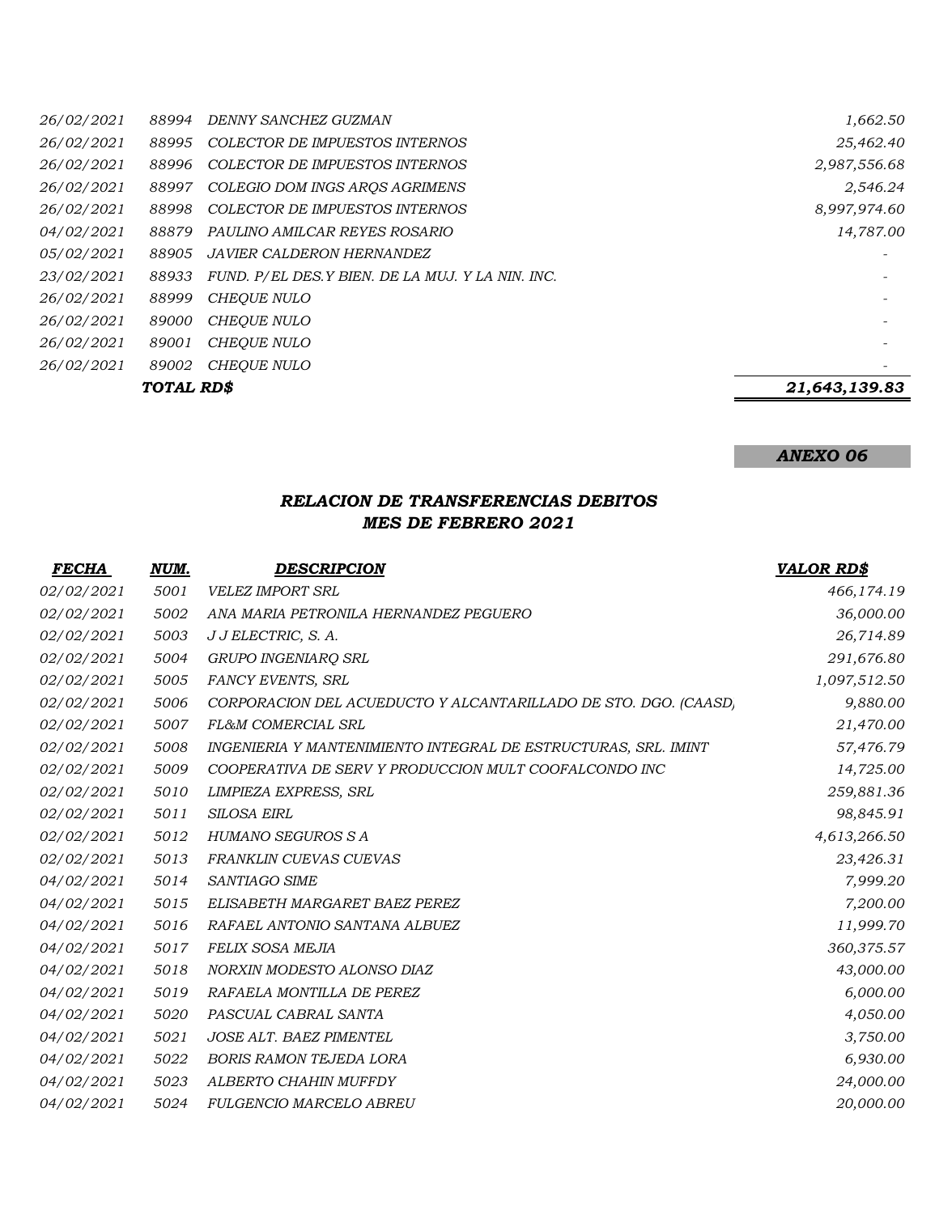| | | | |
|---|---|---|---|
| *26/02/2021* | *88994* | *DENNY SANCHEZ GUZMAN* | *1,662.50* |
| *26/02/2021* | *88995* | *COLECTOR DE IMPUESTOS INTERNOS* | *25,462.40* |
| *26/02/2021* | *88996* | *COLECTOR DE IMPUESTOS INTERNOS* | *2,987,556.68* |
| *26/02/2021* | *88997* | *COLEGIO DOM INGS ARQS AGRIMENS* | *2,546.24* |
| *26/02/2021* | *88998* | *COLECTOR DE IMPUESTOS INTERNOS* | *8,997,974.60* |
| *04/02/2021* | *88879* | *PAULINO AMILCAR REYES ROSARIO* | *14,787.00* |
| *05/02/2021* | *88905* | *JAVIER CALDERON HERNANDEZ* | - |
| *23/02/2021* | *88933* | *FUND. P/EL DES.Y BIEN. DE LA MUJ. Y LA NIN. INC.* | - |
| *26/02/2021* | *88999* | *CHEQUE NULO* | - |
| *26/02/2021* | *89000* | *CHEQUE NULO* | - |
| *26/02/2021* | *89001* | *CHEQUE NULO* | - |
| *26/02/2021* | *89002* | *CHEQUE NULO* | - |
| | ***TOTAL RD$*** | | ***21,643,139.83*** |

***ANEXO 06***

## *RELACION DE TRANSFERENCIAS DEBITOS*
## *MES DE FEBRERO 2021*

| ***FECHA*** | ***NUM.*** | ***DESCRIPCION*** | ***VALOR RD$*** |
|---|---|---|---|
| *02/02/2021* | *5001* | *VELEZ IMPORT SRL* | *466,174.19* |
| *02/02/2021* | *5002* | *ANA MARIA PETRONILA HERNANDEZ PEGUERO* | *36,000.00* |
| *02/02/2021* | *5003* | *J J ELECTRIC, S. A.* | *26,714.89* |
| *02/02/2021* | *5004* | *GRUPO INGENIARQ SRL* | *291,676.80* |
| *02/02/2021* | *5005* | *FANCY EVENTS, SRL* | *1,097,512.50* |
| *02/02/2021* | *5006* | *CORPORACION DEL ACUEDUCTO Y ALCANTARILLADO DE STO. DGO. (CAASD)* | *9,880.00* |
| *02/02/2021* | *5007* | *FL&M COMERCIAL SRL* | *21,470.00* |
| *02/02/2021* | *5008* | *INGENIERIA Y MANTENIMIENTO INTEGRAL DE ESTRUCTURAS, SRL. IMINT* | *57,476.79* |
| *02/02/2021* | *5009* | *COOPERATIVA DE SERV Y PRODUCCION MULT COOFALCONDO INC* | *14,725.00* |
| *02/02/2021* | *5010* | *LIMPIEZA EXPRESS, SRL* | *259,881.36* |
| *02/02/2021* | *5011* | *SILOSA EIRL* | *98,845.91* |
| *02/02/2021* | *5012* | *HUMANO SEGUROS S A* | *4,613,266.50* |
| *02/02/2021* | *5013* | *FRANKLIN CUEVAS CUEVAS* | *23,426.31* |
| *04/02/2021* | *5014* | *SANTIAGO SIME* | *7,999.20* |
| *04/02/2021* | *5015* | *ELISABETH MARGARET BAEZ PEREZ* | *7,200.00* |
| *04/02/2021* | *5016* | *RAFAEL ANTONIO SANTANA ALBUEZ* | *11,999.70* |
| *04/02/2021* | *5017* | *FELIX SOSA MEJIA* | *360,375.57* |
| *04/02/2021* | *5018* | *NORXIN MODESTO ALONSO DIAZ* | *43,000.00* |
| *04/02/2021* | *5019* | *RAFAELA MONTILLA DE PEREZ* | *6,000.00* |
| *04/02/2021* | *5020* | *PASCUAL CABRAL SANTA* | *4,050.00* |
| *04/02/2021* | *5021* | *JOSE ALT. BAEZ PIMENTEL* | *3,750.00* |
| *04/02/2021* | *5022* | *BORIS RAMON TEJEDA LORA* | *6,930.00* |
| *04/02/2021* | *5023* | *ALBERTO CHAHIN MUFFDY* | *24,000.00* |
| *04/02/2021* | *5024* | *FULGENCIO MARCELO ABREU* | *20,000.00* |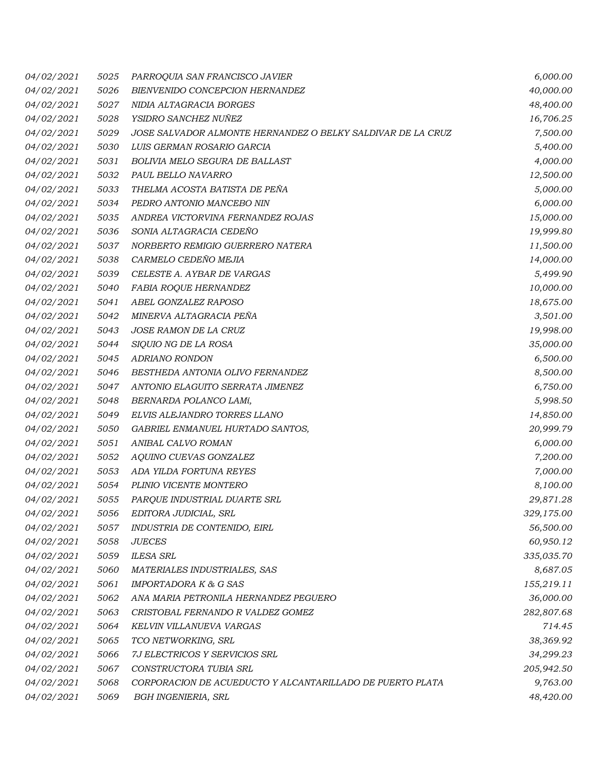| | | | |
|---|---|---|---|
| 04/02/2021 | 5025 | PARROQUIA SAN FRANCISCO JAVIER | 6,000.00 |
| 04/02/2021 | 5026 | BIENVENIDO CONCEPCION HERNANDEZ | 40,000.00 |
| 04/02/2021 | 5027 | NIDIA ALTAGRACIA BORGES | 48,400.00 |
| 04/02/2021 | 5028 | YSIDRO SANCHEZ NUÑEZ | 16,706.25 |
| 04/02/2021 | 5029 | JOSE SALVADOR ALMONTE HERNANDEZ O BELKY SALDIVAR DE LA CRUZ | 7,500.00 |
| 04/02/2021 | 5030 | LUIS GERMAN ROSARIO GARCIA | 5,400.00 |
| 04/02/2021 | 5031 | BOLIVIA MELO SEGURA DE BALLAST | 4,000.00 |
| 04/02/2021 | 5032 | PAUL BELLO NAVARRO | 12,500.00 |
| 04/02/2021 | 5033 | THELMA ACOSTA BATISTA DE PEÑA | 5,000.00 |
| 04/02/2021 | 5034 | PEDRO ANTONIO MANCEBO NIN | 6,000.00 |
| 04/02/2021 | 5035 | ANDREA VICTORVINA FERNANDEZ ROJAS | 15,000.00 |
| 04/02/2021 | 5036 | SONIA ALTAGRACIA CEDEÑO | 19,999.80 |
| 04/02/2021 | 5037 | NORBERTO REMIGIO GUERRERO NATERA | 11,500.00 |
| 04/02/2021 | 5038 | CARMELO CEDEÑO MEJIA | 14,000.00 |
| 04/02/2021 | 5039 | CELESTE A. AYBAR DE VARGAS | 5,499.90 |
| 04/02/2021 | 5040 | FABIA ROQUE HERNANDEZ | 10,000.00 |
| 04/02/2021 | 5041 | ABEL GONZALEZ RAPOSO | 18,675.00 |
| 04/02/2021 | 5042 | MINERVA ALTAGRACIA PEÑA | 3,501.00 |
| 04/02/2021 | 5043 | JOSE RAMON DE LA CRUZ | 19,998.00 |
| 04/02/2021 | 5044 | SIQUIO NG DE LA ROSA | 35,000.00 |
| 04/02/2021 | 5045 | ADRIANO RONDON | 6,500.00 |
| 04/02/2021 | 5046 | BESTHEDA ANTONIA OLIVO FERNANDEZ | 8,500.00 |
| 04/02/2021 | 5047 | ANTONIO ELAGUITO SERRATA JIMENEZ | 6,750.00 |
| 04/02/2021 | 5048 | BERNARDA POLANCO LAMí, | 5,998.50 |
| 04/02/2021 | 5049 | ELVIS ALEJANDRO TORRES LLANO | 14,850.00 |
| 04/02/2021 | 5050 | GABRIEL ENMANUEL HURTADO SANTOS, | 20,999.79 |
| 04/02/2021 | 5051 | ANIBAL CALVO ROMAN | 6,000.00 |
| 04/02/2021 | 5052 | AQUINO CUEVAS GONZALEZ | 7,200.00 |
| 04/02/2021 | 5053 | ADA YILDA FORTUNA REYES | 7,000.00 |
| 04/02/2021 | 5054 | PLINIO VICENTE MONTERO | 8,100.00 |
| 04/02/2021 | 5055 | PARQUE INDUSTRIAL DUARTE SRL | 29,871.28 |
| 04/02/2021 | 5056 | EDITORA JUDICIAL, SRL | 329,175.00 |
| 04/02/2021 | 5057 | INDUSTRIA DE CONTENIDO, EIRL | 56,500.00 |
| 04/02/2021 | 5058 | JUECES | 60,950.12 |
| 04/02/2021 | 5059 | ILESA SRL | 335,035.70 |
| 04/02/2021 | 5060 | MATERIALES INDUSTRIALES, SAS | 8,687.05 |
| 04/02/2021 | 5061 | IMPORTADORA K & G SAS | 155,219.11 |
| 04/02/2021 | 5062 | ANA MARIA PETRONILA HERNANDEZ PEGUERO | 36,000.00 |
| 04/02/2021 | 5063 | CRISTOBAL FERNANDO R VALDEZ GOMEZ | 282,807.68 |
| 04/02/2021 | 5064 | KELVIN VILLANUEVA VARGAS | 714.45 |
| 04/02/2021 | 5065 | TCO NETWORKING, SRL | 38,369.92 |
| 04/02/2021 | 5066 | 7J ELECTRICOS Y SERVICIOS SRL | 34,299.23 |
| 04/02/2021 | 5067 | CONSTRUCTORA TUBIA SRL | 205,942.50 |
| 04/02/2021 | 5068 | CORPORACION DE ACUEDUCTO Y ALCANTARILLADO DE PUERTO PLATA | 9,763.00 |
| 04/02/2021 | 5069 | BGH INGENIERIA, SRL | 48,420.00 |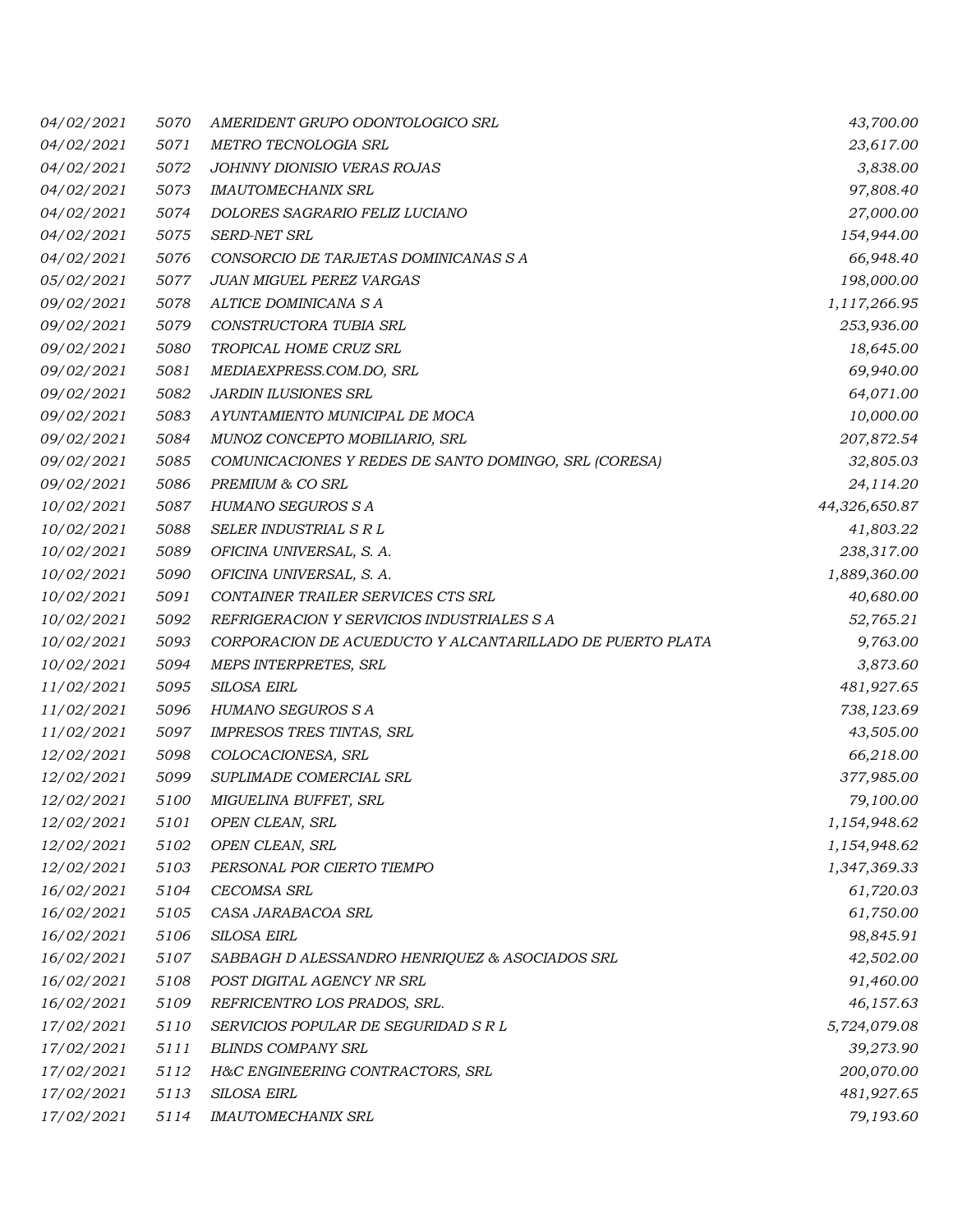| | | | |
|---|---|---|---|
| 04/02/2021 | 5070 | AMERIDENT GRUPO ODONTOLOGICO SRL | 43,700.00 |
| 04/02/2021 | 5071 | METRO TECNOLOGIA SRL | 23,617.00 |
| 04/02/2021 | 5072 | JOHNNY DIONISIO VERAS ROJAS | 3,838.00 |
| 04/02/2021 | 5073 | IMAUTOMECHANIX SRL | 97,808.40 |
| 04/02/2021 | 5074 | DOLORES SAGRARIO FELIZ LUCIANO | 27,000.00 |
| 04/02/2021 | 5075 | SERD-NET SRL | 154,944.00 |
| 04/02/2021 | 5076 | CONSORCIO DE TARJETAS DOMINICANAS S A | 66,948.40 |
| 05/02/2021 | 5077 | JUAN MIGUEL PEREZ VARGAS | 198,000.00 |
| 09/02/2021 | 5078 | ALTICE DOMINICANA S A | 1,117,266.95 |
| 09/02/2021 | 5079 | CONSTRUCTORA TUBIA SRL | 253,936.00 |
| 09/02/2021 | 5080 | TROPICAL HOME CRUZ SRL | 18,645.00 |
| 09/02/2021 | 5081 | MEDIAEXPRESS.COM.DO, SRL | 69,940.00 |
| 09/02/2021 | 5082 | JARDIN ILUSIONES SRL | 64,071.00 |
| 09/02/2021 | 5083 | AYUNTAMIENTO MUNICIPAL DE MOCA | 10,000.00 |
| 09/02/2021 | 5084 | MUNOZ CONCEPTO MOBILIARIO, SRL | 207,872.54 |
| 09/02/2021 | 5085 | COMUNICACIONES Y REDES DE SANTO DOMINGO, SRL (CORESA) | 32,805.03 |
| 09/02/2021 | 5086 | PREMIUM & CO SRL | 24,114.20 |
| 10/02/2021 | 5087 | HUMANO SEGUROS S A | 44,326,650.87 |
| 10/02/2021 | 5088 | SELER INDUSTRIAL S R L | 41,803.22 |
| 10/02/2021 | 5089 | OFICINA UNIVERSAL, S. A. | 238,317.00 |
| 10/02/2021 | 5090 | OFICINA UNIVERSAL, S. A. | 1,889,360.00 |
| 10/02/2021 | 5091 | CONTAINER TRAILER SERVICES CTS SRL | 40,680.00 |
| 10/02/2021 | 5092 | REFRIGERACION Y SERVICIOS INDUSTRIALES S A | 52,765.21 |
| 10/02/2021 | 5093 | CORPORACION DE ACUEDUCTO Y ALCANTARILLADO DE PUERTO PLATA | 9,763.00 |
| 10/02/2021 | 5094 | MEPS INTERPRETES, SRL | 3,873.60 |
| 11/02/2021 | 5095 | SILOSA EIRL | 481,927.65 |
| 11/02/2021 | 5096 | HUMANO SEGUROS S A | 738,123.69 |
| 11/02/2021 | 5097 | IMPRESOS TRES TINTAS, SRL | 43,505.00 |
| 12/02/2021 | 5098 | COLOCACIONESA, SRL | 66,218.00 |
| 12/02/2021 | 5099 | SUPLIMADE COMERCIAL SRL | 377,985.00 |
| 12/02/2021 | 5100 | MIGUELINA BUFFET, SRL | 79,100.00 |
| 12/02/2021 | 5101 | OPEN CLEAN, SRL | 1,154,948.62 |
| 12/02/2021 | 5102 | OPEN CLEAN, SRL | 1,154,948.62 |
| 12/02/2021 | 5103 | PERSONAL POR CIERTO TIEMPO | 1,347,369.33 |
| 16/02/2021 | 5104 | CECOMSA SRL | 61,720.03 |
| 16/02/2021 | 5105 | CASA JARABACOA SRL | 61,750.00 |
| 16/02/2021 | 5106 | SILOSA EIRL | 98,845.91 |
| 16/02/2021 | 5107 | SABBAGH D ALESSANDRO HENRIQUEZ & ASOCIADOS SRL | 42,502.00 |
| 16/02/2021 | 5108 | POST DIGITAL AGENCY NR SRL | 91,460.00 |
| 16/02/2021 | 5109 | REFRICENTRO LOS PRADOS, SRL. | 46,157.63 |
| 17/02/2021 | 5110 | SERVICIOS POPULAR DE SEGURIDAD S R L | 5,724,079.08 |
| 17/02/2021 | 5111 | BLINDS COMPANY SRL | 39,273.90 |
| 17/02/2021 | 5112 | H&C ENGINEERING CONTRACTORS, SRL | 200,070.00 |
| 17/02/2021 | 5113 | SILOSA EIRL | 481,927.65 |
| 17/02/2021 | 5114 | IMAUTOMECHANIX SRL | 79,193.60 |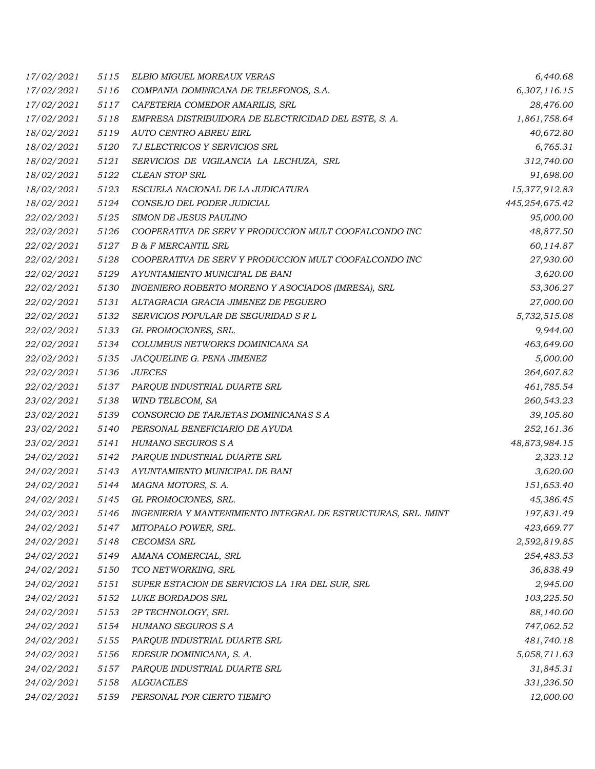| | | | |
|---|---|---|---|
| 17/02/2021 | 5115 | ELBIO MIGUEL MOREAUX VERAS | 6,440.68 |
| 17/02/2021 | 5116 | COMPANIA DOMINICANA DE TELEFONOS, S.A. | 6,307,116.15 |
| 17/02/2021 | 5117 | CAFETERIA COMEDOR AMARILIS, SRL | 28,476.00 |
| 17/02/2021 | 5118 | EMPRESA DISTRIBUIDORA DE ELECTRICIDAD DEL ESTE, S. A. | 1,861,758.64 |
| 18/02/2021 | 5119 | AUTO CENTRO ABREU EIRL | 40,672.80 |
| 18/02/2021 | 5120 | 7J ELECTRICOS Y SERVICIOS SRL | 6,765.31 |
| 18/02/2021 | 5121 | SERVICIOS DE VIGILANCIA LA LECHUZA, SRL | 312,740.00 |
| 18/02/2021 | 5122 | CLEAN STOP SRL | 91,698.00 |
| 18/02/2021 | 5123 | ESCUELA NACIONAL DE LA JUDICATURA | 15,377,912.83 |
| 18/02/2021 | 5124 | CONSEJO DEL PODER JUDICIAL | 445,254,675.42 |
| 22/02/2021 | 5125 | SIMON DE JESUS PAULINO | 95,000.00 |
| 22/02/2021 | 5126 | COOPERATIVA DE SERV Y PRODUCCION MULT COOFALCONDO INC | 48,877.50 |
| 22/02/2021 | 5127 | B & F MERCANTIL SRL | 60,114.87 |
| 22/02/2021 | 5128 | COOPERATIVA DE SERV Y PRODUCCION MULT COOFALCONDO INC | 27,930.00 |
| 22/02/2021 | 5129 | AYUNTAMIENTO MUNICIPAL DE BANI | 3,620.00 |
| 22/02/2021 | 5130 | INGENIERO ROBERTO MORENO Y ASOCIADOS (IMRESA), SRL | 53,306.27 |
| 22/02/2021 | 5131 | ALTAGRACIA GRACIA JIMENEZ DE PEGUERO | 27,000.00 |
| 22/02/2021 | 5132 | SERVICIOS POPULAR DE SEGURIDAD S R L | 5,732,515.08 |
| 22/02/2021 | 5133 | GL PROMOCIONES, SRL. | 9,944.00 |
| 22/02/2021 | 5134 | COLUMBUS NETWORKS DOMINICANA SA | 463,649.00 |
| 22/02/2021 | 5135 | JACQUELINE G. PENA JIMENEZ | 5,000.00 |
| 22/02/2021 | 5136 | JUECES | 264,607.82 |
| 22/02/2021 | 5137 | PARQUE INDUSTRIAL DUARTE SRL | 461,785.54 |
| 23/02/2021 | 5138 | WIND TELECOM, SA | 260,543.23 |
| 23/02/2021 | 5139 | CONSORCIO DE TARJETAS DOMINICANAS S A | 39,105.80 |
| 23/02/2021 | 5140 | PERSONAL BENEFICIARIO DE AYUDA | 252,161.36 |
| 23/02/2021 | 5141 | HUMANO SEGUROS S A | 48,873,984.15 |
| 24/02/2021 | 5142 | PARQUE INDUSTRIAL DUARTE SRL | 2,323.12 |
| 24/02/2021 | 5143 | AYUNTAMIENTO MUNICIPAL DE BANI | 3,620.00 |
| 24/02/2021 | 5144 | MAGNA MOTORS, S. A. | 151,653.40 |
| 24/02/2021 | 5145 | GL PROMOCIONES, SRL. | 45,386.45 |
| 24/02/2021 | 5146 | INGENIERIA Y MANTENIMIENTO INTEGRAL DE ESTRUCTURAS, SRL. IMINT | 197,831.49 |
| 24/02/2021 | 5147 | MITOPALO POWER, SRL. | 423,669.77 |
| 24/02/2021 | 5148 | CECOMSA SRL | 2,592,819.85 |
| 24/02/2021 | 5149 | AMANA COMERCIAL, SRL | 254,483.53 |
| 24/02/2021 | 5150 | TCO NETWORKING, SRL | 36,838.49 |
| 24/02/2021 | 5151 | SUPER ESTACION DE SERVICIOS LA 1RA DEL SUR, SRL | 2,945.00 |
| 24/02/2021 | 5152 | LUKE BORDADOS SRL | 103,225.50 |
| 24/02/2021 | 5153 | 2P TECHNOLOGY, SRL | 88,140.00 |
| 24/02/2021 | 5154 | HUMANO SEGUROS S A | 747,062.52 |
| 24/02/2021 | 5155 | PARQUE INDUSTRIAL DUARTE SRL | 481,740.18 |
| 24/02/2021 | 5156 | EDESUR DOMINICANA, S. A. | 5,058,711.63 |
| 24/02/2021 | 5157 | PARQUE INDUSTRIAL DUARTE SRL | 31,845.31 |
| 24/02/2021 | 5158 | ALGUACILES | 331,236.50 |
| 24/02/2021 | 5159 | PERSONAL POR CIERTO TIEMPO | 12,000.00 |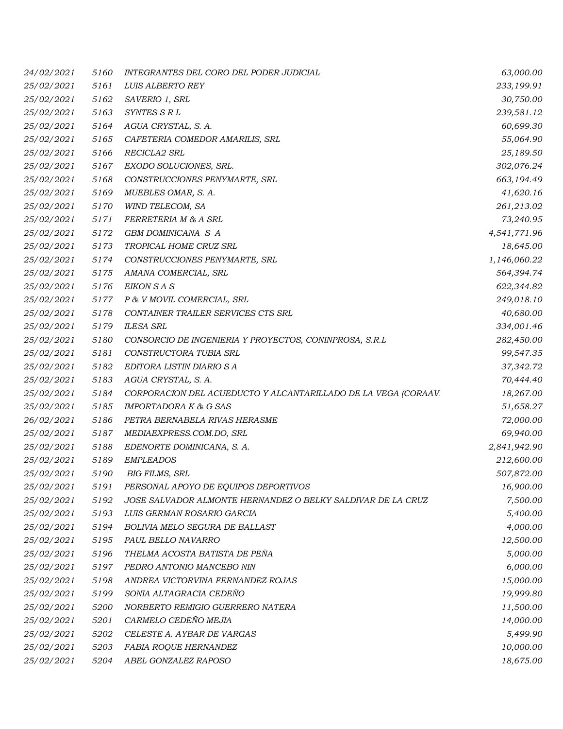| | | | |
|---|---|---|---|
| 24/02/2021 | 5160 | INTEGRANTES DEL CORO DEL PODER JUDICIAL | 63,000.00 |
| 25/02/2021 | 5161 | LUIS ALBERTO REY | 233,199.91 |
| 25/02/2021 | 5162 | SAVERIO 1, SRL | 30,750.00 |
| 25/02/2021 | 5163 | SYNTES S R L | 239,581.12 |
| 25/02/2021 | 5164 | AGUA CRYSTAL, S. A. | 60,699.30 |
| 25/02/2021 | 5165 | CAFETERIA COMEDOR AMARILIS, SRL | 55,064.90 |
| 25/02/2021 | 5166 | RECICLA2 SRL | 25,189.50 |
| 25/02/2021 | 5167 | EXODO SOLUCIONES, SRL. | 302,076.24 |
| 25/02/2021 | 5168 | CONSTRUCCIONES PENYMARTE, SRL | 663,194.49 |
| 25/02/2021 | 5169 | MUEBLES OMAR, S. A. | 41,620.16 |
| 25/02/2021 | 5170 | WIND TELECOM, SA | 261,213.02 |
| 25/02/2021 | 5171 | FERRETERIA M & A SRL | 73,240.95 |
| 25/02/2021 | 5172 | GBM DOMINICANA S A | 4,541,771.96 |
| 25/02/2021 | 5173 | TROPICAL HOME CRUZ SRL | 18,645.00 |
| 25/02/2021 | 5174 | CONSTRUCCIONES PENYMARTE, SRL | 1,146,060.22 |
| 25/02/2021 | 5175 | AMANA COMERCIAL, SRL | 564,394.74 |
| 25/02/2021 | 5176 | EIKON S A S | 622,344.82 |
| 25/02/2021 | 5177 | P & V MOVIL COMERCIAL, SRL | 249,018.10 |
| 25/02/2021 | 5178 | CONTAINER TRAILER SERVICES CTS SRL | 40,680.00 |
| 25/02/2021 | 5179 | ILESA SRL | 334,001.46 |
| 25/02/2021 | 5180 | CONSORCIO DE INGENIERIA Y PROYECTOS, CONINPROSA, S.R.L | 282,450.00 |
| 25/02/2021 | 5181 | CONSTRUCTORA TUBIA SRL | 99,547.35 |
| 25/02/2021 | 5182 | EDITORA LISTIN DIARIO S A | 37,342.72 |
| 25/02/2021 | 5183 | AGUA CRYSTAL, S. A. | 70,444.40 |
| 25/02/2021 | 5184 | CORPORACION DEL ACUEDUCTO Y ALCANTARILLADO DE LA VEGA (CORAAV. | 18,267.00 |
| 25/02/2021 | 5185 | IMPORTADORA K & G SAS | 51,658.27 |
| 26/02/2021 | 5186 | PETRA BERNABELA RIVAS HERASME | 72,000.00 |
| 25/02/2021 | 5187 | MEDIAEXPRESS.COM.DO, SRL | 69,940.00 |
| 25/02/2021 | 5188 | EDENORTE DOMINICANA, S. A. | 2,841,942.90 |
| 25/02/2021 | 5189 | EMPLEADOS | 212,600.00 |
| 25/02/2021 | 5190 | BIG FILMS, SRL | 507,872.00 |
| 25/02/2021 | 5191 | PERSONAL APOYO DE EQUIPOS DEPORTIVOS | 16,900.00 |
| 25/02/2021 | 5192 | JOSE SALVADOR ALMONTE HERNANDEZ O BELKY SALDIVAR DE LA CRUZ | 7,500.00 |
| 25/02/2021 | 5193 | LUIS GERMAN ROSARIO GARCIA | 5,400.00 |
| 25/02/2021 | 5194 | BOLIVIA MELO SEGURA DE BALLAST | 4,000.00 |
| 25/02/2021 | 5195 | PAUL BELLO NAVARRO | 12,500.00 |
| 25/02/2021 | 5196 | THELMA ACOSTA BATISTA DE PEÑA | 5,000.00 |
| 25/02/2021 | 5197 | PEDRO ANTONIO MANCEBO NIN | 6,000.00 |
| 25/02/2021 | 5198 | ANDREA VICTORVINA FERNANDEZ ROJAS | 15,000.00 |
| 25/02/2021 | 5199 | SONIA ALTAGRACIA CEDEÑO | 19,999.80 |
| 25/02/2021 | 5200 | NORBERTO REMIGIO GUERRERO NATERA | 11,500.00 |
| 25/02/2021 | 5201 | CARMELO CEDEÑO MEJIA | 14,000.00 |
| 25/02/2021 | 5202 | CELESTE A. AYBAR DE VARGAS | 5,499.90 |
| 25/02/2021 | 5203 | FABIA ROQUE HERNANDEZ | 10,000.00 |
| 25/02/2021 | 5204 | ABEL GONZALEZ RAPOSO | 18,675.00 |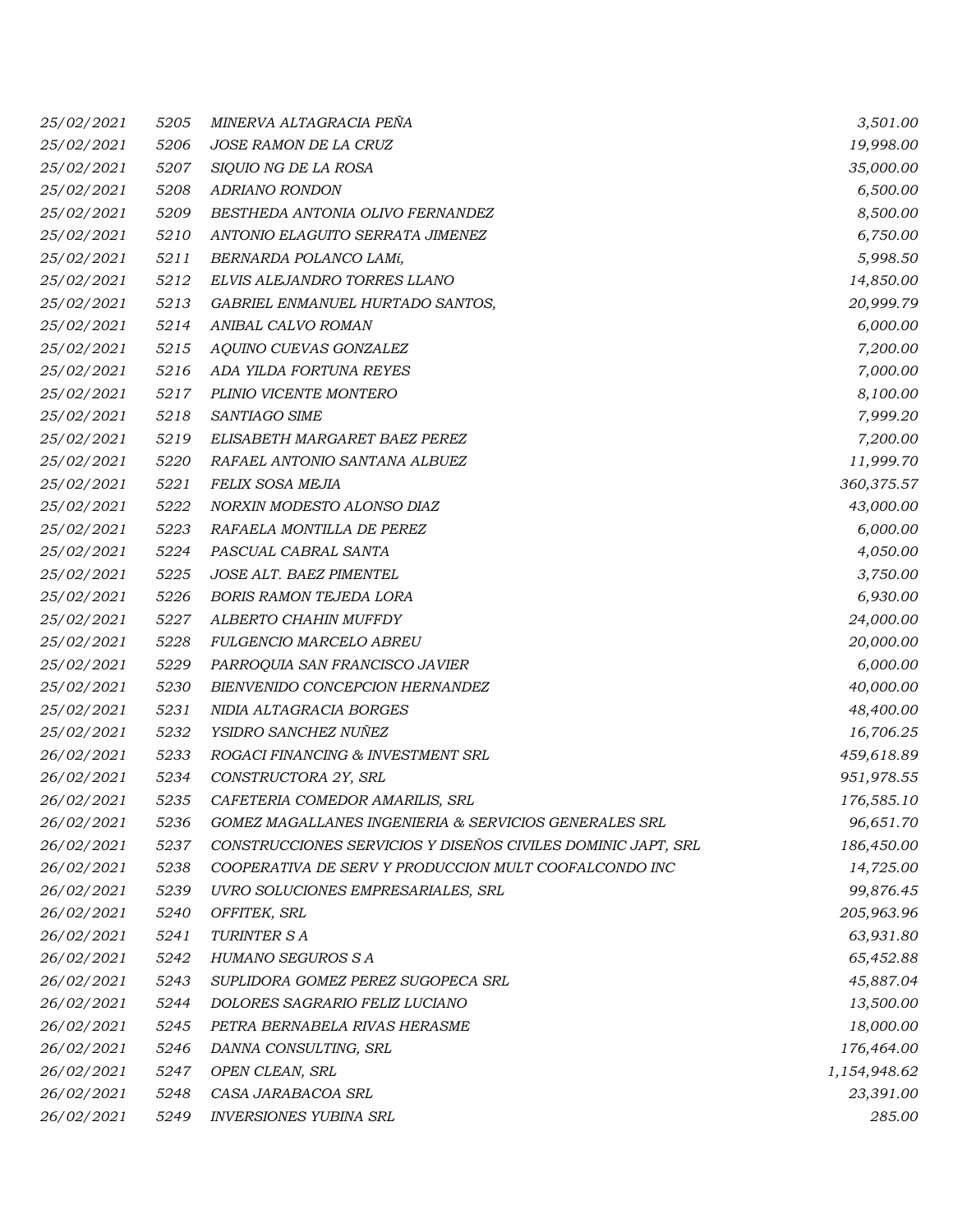| | | | |
|---|---|---|---|
| 25/02/2021 | 5205 | MINERVA ALTAGRACIA PEÑA | 3,501.00 |
| 25/02/2021 | 5206 | JOSE RAMON DE LA CRUZ | 19,998.00 |
| 25/02/2021 | 5207 | SIQUIO NG DE LA ROSA | 35,000.00 |
| 25/02/2021 | 5208 | ADRIANO RONDON | 6,500.00 |
| 25/02/2021 | 5209 | BESTHEDA ANTONIA OLIVO FERNANDEZ | 8,500.00 |
| 25/02/2021 | 5210 | ANTONIO ELAGUITO SERRATA JIMENEZ | 6,750.00 |
| 25/02/2021 | 5211 | BERNARDA POLANCO LAMí, | 5,998.50 |
| 25/02/2021 | 5212 | ELVIS ALEJANDRO TORRES LLANO | 14,850.00 |
| 25/02/2021 | 5213 | GABRIEL ENMANUEL HURTADO SANTOS, | 20,999.79 |
| 25/02/2021 | 5214 | ANIBAL CALVO ROMAN | 6,000.00 |
| 25/02/2021 | 5215 | AQUINO CUEVAS GONZALEZ | 7,200.00 |
| 25/02/2021 | 5216 | ADA YILDA FORTUNA REYES | 7,000.00 |
| 25/02/2021 | 5217 | PLINIO VICENTE MONTERO | 8,100.00 |
| 25/02/2021 | 5218 | SANTIAGO SIME | 7,999.20 |
| 25/02/2021 | 5219 | ELISABETH MARGARET BAEZ PEREZ | 7,200.00 |
| 25/02/2021 | 5220 | RAFAEL ANTONIO SANTANA ALBUEZ | 11,999.70 |
| 25/02/2021 | 5221 | FELIX SOSA MEJIA | 360,375.57 |
| 25/02/2021 | 5222 | NORXIN MODESTO ALONSO DIAZ | 43,000.00 |
| 25/02/2021 | 5223 | RAFAELA MONTILLA DE PEREZ | 6,000.00 |
| 25/02/2021 | 5224 | PASCUAL CABRAL SANTA | 4,050.00 |
| 25/02/2021 | 5225 | JOSE ALT. BAEZ PIMENTEL | 3,750.00 |
| 25/02/2021 | 5226 | BORIS RAMON TEJEDA LORA | 6,930.00 |
| 25/02/2021 | 5227 | ALBERTO CHAHIN MUFFDY | 24,000.00 |
| 25/02/2021 | 5228 | FULGENCIO MARCELO ABREU | 20,000.00 |
| 25/02/2021 | 5229 | PARROQUIA SAN FRANCISCO JAVIER | 6,000.00 |
| 25/02/2021 | 5230 | BIENVENIDO CONCEPCION HERNANDEZ | 40,000.00 |
| 25/02/2021 | 5231 | NIDIA ALTAGRACIA BORGES | 48,400.00 |
| 25/02/2021 | 5232 | YSIDRO SANCHEZ NUÑEZ | 16,706.25 |
| 26/02/2021 | 5233 | ROGACI FINANCING & INVESTMENT SRL | 459,618.89 |
| 26/02/2021 | 5234 | CONSTRUCTORA 2Y, SRL | 951,978.55 |
| 26/02/2021 | 5235 | CAFETERIA COMEDOR AMARILIS, SRL | 176,585.10 |
| 26/02/2021 | 5236 | GOMEZ MAGALLANES INGENIERIA & SERVICIOS GENERALES SRL | 96,651.70 |
| 26/02/2021 | 5237 | CONSTRUCCIONES SERVICIOS Y DISEÑOS CIVILES DOMINIC JAPT, SRL | 186,450.00 |
| 26/02/2021 | 5238 | COOPERATIVA DE SERV Y PRODUCCION MULT COOFALCONDO INC | 14,725.00 |
| 26/02/2021 | 5239 | UVRO SOLUCIONES EMPRESARIALES, SRL | 99,876.45 |
| 26/02/2021 | 5240 | OFFITEK, SRL | 205,963.96 |
| 26/02/2021 | 5241 | TURINTER S A | 63,931.80 |
| 26/02/2021 | 5242 | HUMANO SEGUROS S A | 65,452.88 |
| 26/02/2021 | 5243 | SUPLIDORA GOMEZ PEREZ SUGOPECA SRL | 45,887.04 |
| 26/02/2021 | 5244 | DOLORES SAGRARIO FELIZ LUCIANO | 13,500.00 |
| 26/02/2021 | 5245 | PETRA BERNABELA RIVAS HERASME | 18,000.00 |
| 26/02/2021 | 5246 | DANNA CONSULTING, SRL | 176,464.00 |
| 26/02/2021 | 5247 | OPEN CLEAN, SRL | 1,154,948.62 |
| 26/02/2021 | 5248 | CASA JARABACOA SRL | 23,391.00 |
| 26/02/2021 | 5249 | INVERSIONES YUBINA SRL | 285.00 |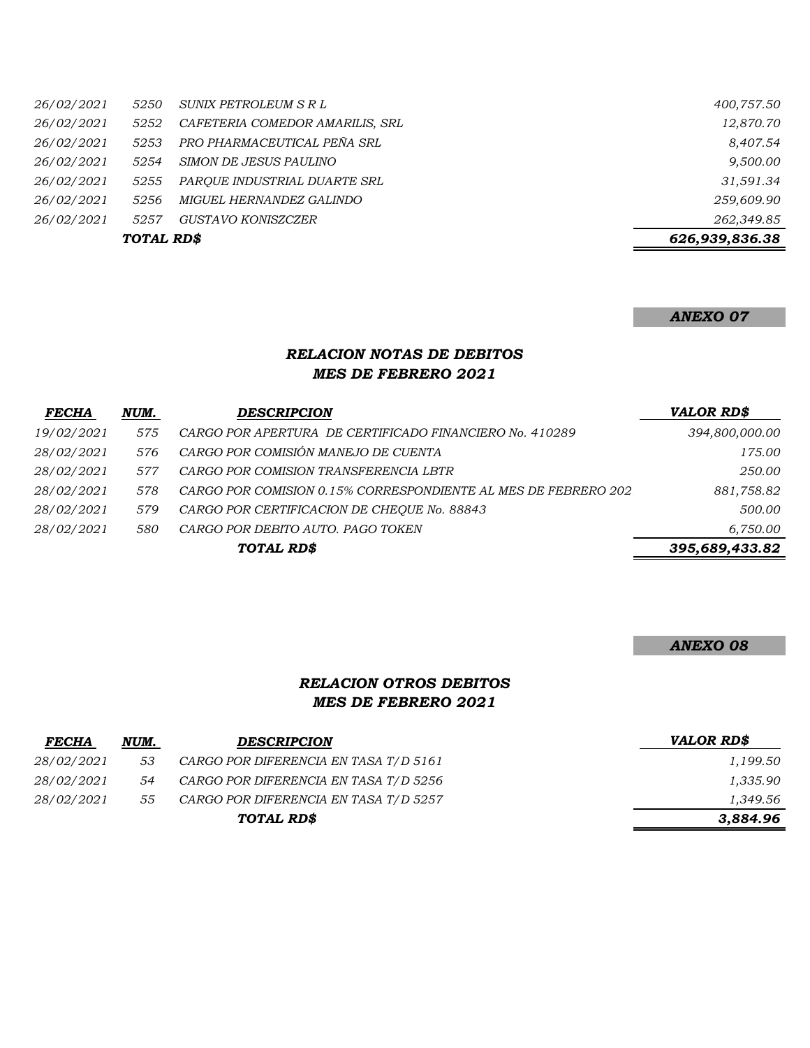| | | | |
|---|---|---|---|
| *26/02/2021* | *5250* | *SUNIX PETROLEUM S R L* | *400,757.50* |
| *26/02/2021* | *5252* | *CAFETERIA COMEDOR AMARILIS, SRL* | *12,870.70* |
| *26/02/2021* | *5253* | *PRO PHARMACEUTICAL PEÑA SRL* | *8,407.54* |
| *26/02/2021* | *5254* | *SIMON DE JESUS PAULINO* | *9,500.00* |
| *26/02/2021* | *5255* | *PARQUE INDUSTRIAL DUARTE SRL* | *31,591.34* |
| *26/02/2021* | *5256* | *MIGUEL HERNANDEZ GALINDO* | *259,609.90* |
| *26/02/2021* | *5257* | *GUSTAVO KONISZCZER* | *262,349.85* |
| ***TOTAL RD$*** | | | ***626,939,836.38*** |

***ANEXO 07***

### *RELACION NOTAS DE DEBITOS*
### *MES DE FEBRERO 2021*

| ***FECHA*** | ***NUM.*** | ***DESCRIPCION*** | ***VALOR RD$*** |
|---|---|---|---|
| *19/02/2021* | *575* | *CARGO POR APERTURA DE CERTIFICADO FINANCIERO No. 410289* | *394,800,000.00* |
| *28/02/2021* | *576* | *CARGO POR COMISIÓN MANEJO DE CUENTA* | *175.00* |
| *28/02/2021* | *577* | *CARGO POR COMISION TRANSFERENCIA LBTR* | *250.00* |
| *28/02/2021* | *578* | *CARGO POR COMISION 0.15% CORRESPONDIENTE AL MES DE FEBRERO 202* | *881,758.82* |
| *28/02/2021* | *579* | *CARGO POR CERTIFICACION DE CHEQUE No. 88843* | *500.00* |
| *28/02/2021* | *580* | *CARGO POR DEBITO AUTO. PAGO TOKEN* | *6,750.00* |
| | | ***TOTAL RD$*** | ***395,689,433.82*** |

***ANEXO 08***

### *RELACION OTROS DEBITOS*
### *MES DE FEBRERO 2021*

| ***FECHA*** | ***NUM.*** | ***DESCRIPCION*** | ***VALOR RD$*** |
|---|---|---|---|
| *28/02/2021* | *53* | *CARGO POR DIFERENCIA EN TASA T/D 5161* | *1,199.50* |
| *28/02/2021* | *54* | *CARGO POR DIFERENCIA EN TASA T/D 5256* | *1,335.90* |
| *28/02/2021* | *55* | *CARGO POR DIFERENCIA EN TASA T/D 5257* | *1,349.56* |
| | | ***TOTAL RD$*** | ***3,884.96*** |